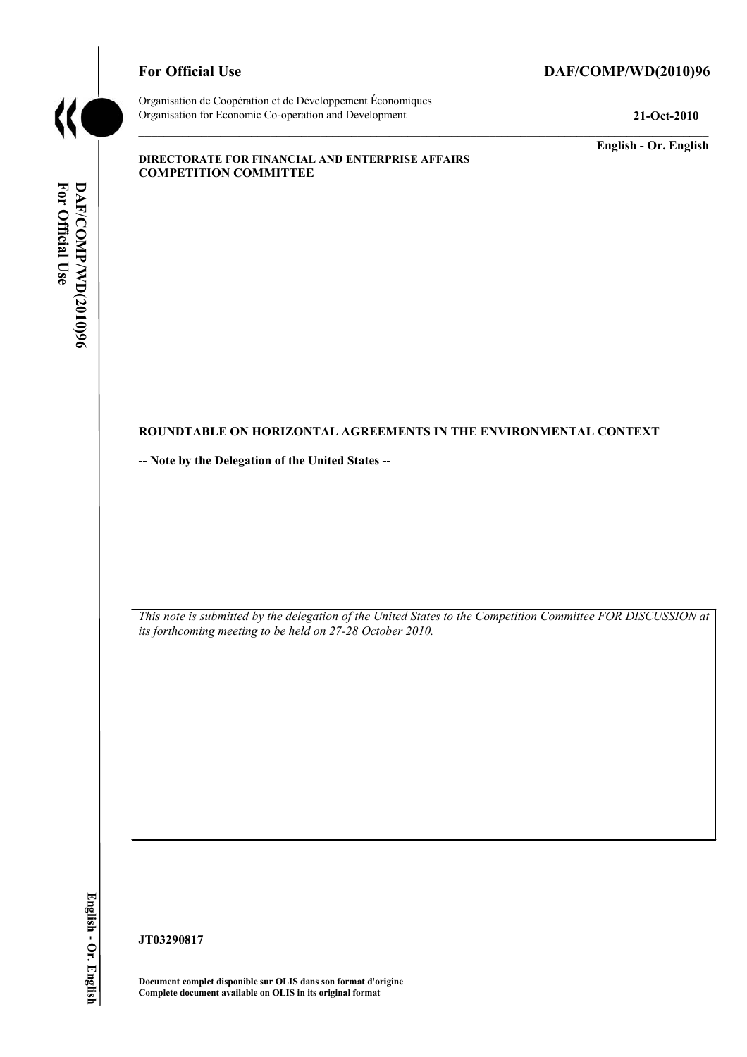**For Official Use** **DAF/COMP/WD(2010)96**

Organisation de Coopération et de Développement Économiques
Organisation for Economic Co-operation and Development **21-Oct-2010**

**English - Or. English**

**DIRECTORATE FOR FINANCIAL AND ENTERPRISE AFFAIRS**
**COMPETITION COMMITTEE**

**ROUNDTABLE ON HORIZONTAL AGREEMENTS IN THE ENVIRONMENTAL CONTEXT**

**-- Note by the Delegation of the United States --**

*This note is submitted by the delegation of the United States to the Competition Committee FOR DISCUSSION at its forthcoming meeting to be held on 27-28 October 2010.*

**JT03290817**

**Document complet disponible sur OLIS dans son format d'origine**
**Complete document available on OLIS in its original format**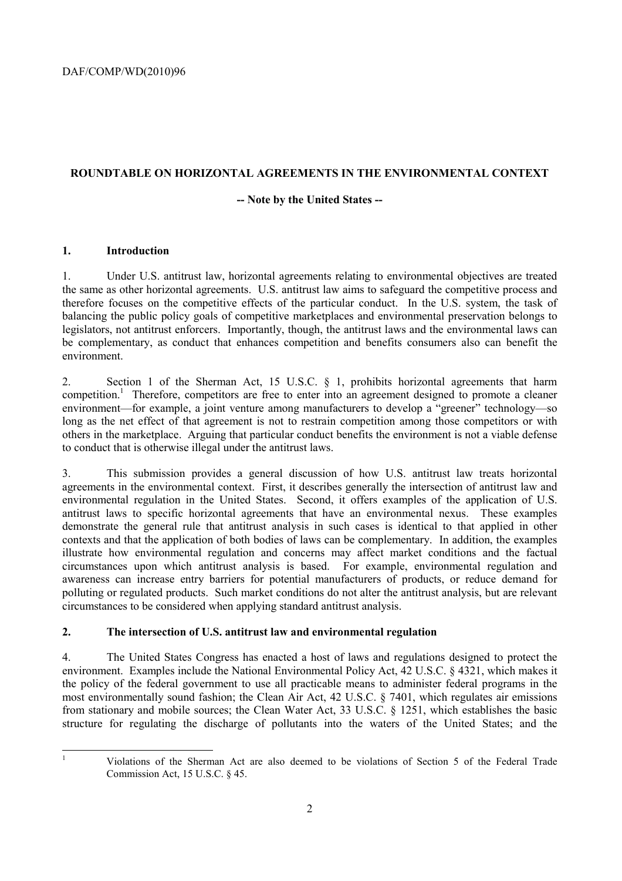# ROUNDTABLE ON HORIZONTAL AGREEMENTS IN THE ENVIRONMENTAL CONTEXT

**-- Note by the United States --**

## 1. Introduction

1. Under U.S. antitrust law, horizontal agreements relating to environmental objectives are treated the same as other horizontal agreements. U.S. antitrust law aims to safeguard the competitive process and therefore focuses on the competitive effects of the particular conduct. In the U.S. system, the task of balancing the public policy goals of competitive marketplaces and environmental preservation belongs to legislators, not antitrust enforcers. Importantly, though, the antitrust laws and the environmental laws can be complementary, as conduct that enhances competition and benefits consumers also can benefit the environment.

2. Section 1 of the Sherman Act, 15 U.S.C. § 1, prohibits horizontal agreements that harm competition.[1] Therefore, competitors are free to enter into an agreement designed to promote a cleaner environment—for example, a joint venture among manufacturers to develop a "greener" technology—so long as the net effect of that agreement is not to restrain competition among those competitors or with others in the marketplace. Arguing that particular conduct benefits the environment is not a viable defense to conduct that is otherwise illegal under the antitrust laws.

3. This submission provides a general discussion of how U.S. antitrust law treats horizontal agreements in the environmental context. First, it describes generally the intersection of antitrust law and environmental regulation in the United States. Second, it offers examples of the application of U.S. antitrust laws to specific horizontal agreements that have an environmental nexus. These examples demonstrate the general rule that antitrust analysis in such cases is identical to that applied in other contexts and that the application of both bodies of laws can be complementary. In addition, the examples illustrate how environmental regulation and concerns may affect market conditions and the factual circumstances upon which antitrust analysis is based. For example, environmental regulation and awareness can increase entry barriers for potential manufacturers of products, or reduce demand for polluting or regulated products. Such market conditions do not alter the antitrust analysis, but are relevant circumstances to be considered when applying standard antitrust analysis.

## 2. The intersection of U.S. antitrust law and environmental regulation

4. The United States Congress has enacted a host of laws and regulations designed to protect the environment. Examples include the National Environmental Policy Act, 42 U.S.C. § 4321, which makes it the policy of the federal government to use all practicable means to administer federal programs in the most environmentally sound fashion; the Clean Air Act, 42 U.S.C. § 7401, which regulates air emissions from stationary and mobile sources; the Clean Water Act, 33 U.S.C. § 1251, which establishes the basic structure for regulating the discharge of pollutants into the waters of the United States; and the

[1] Violations of the Sherman Act are also deemed to be violations of Section 5 of the Federal Trade Commission Act, 15 U.S.C. § 45.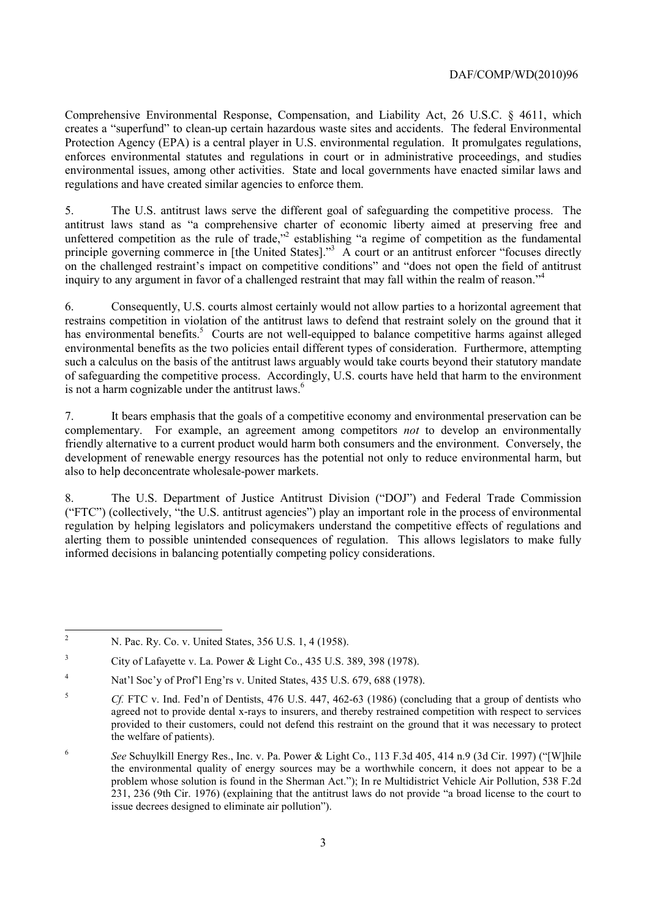Comprehensive Environmental Response, Compensation, and Liability Act, 26 U.S.C. § 4611, which creates a "superfund" to clean-up certain hazardous waste sites and accidents. The federal Environmental Protection Agency (EPA) is a central player in U.S. environmental regulation. It promulgates regulations, enforces environmental statutes and regulations in court or in administrative proceedings, and studies environmental issues, among other activities. State and local governments have enacted similar laws and regulations and have created similar agencies to enforce them.

5. The U.S. antitrust laws serve the different goal of safeguarding the competitive process. The antitrust laws stand as "a comprehensive charter of economic liberty aimed at preserving free and unfettered competition as the rule of trade,"[2] establishing "a regime of competition as the fundamental principle governing commerce in [the United States]."[3] A court or an antitrust enforcer "focuses directly on the challenged restraint's impact on competitive conditions" and "does not open the field of antitrust inquiry to any argument in favor of a challenged restraint that may fall within the realm of reason."[4]

6. Consequently, U.S. courts almost certainly would not allow parties to a horizontal agreement that restrains competition in violation of the antitrust laws to defend that restraint solely on the ground that it has environmental benefits.[5] Courts are not well-equipped to balance competitive harms against alleged environmental benefits as the two policies entail different types of consideration. Furthermore, attempting such a calculus on the basis of the antitrust laws arguably would take courts beyond their statutory mandate of safeguarding the competitive process. Accordingly, U.S. courts have held that harm to the environment is not a harm cognizable under the antitrust laws.[6]

7. It bears emphasis that the goals of a competitive economy and environmental preservation can be complementary. For example, an agreement among competitors *not* to develop an environmentally friendly alternative to a current product would harm both consumers and the environment. Conversely, the development of renewable energy resources has the potential not only to reduce environmental harm, but also to help deconcentrate wholesale-power markets.

8. The U.S. Department of Justice Antitrust Division ("DOJ") and Federal Trade Commission ("FTC") (collectively, "the U.S. antitrust agencies") play an important role in the process of environmental regulation by helping legislators and policymakers understand the competitive effects of regulations and alerting them to possible unintended consequences of regulation. This allows legislators to make fully informed decisions in balancing potentially competing policy considerations.

---

[2] N. Pac. Ry. Co. v. United States, 356 U.S. 1, 4 (1958).

[3] City of Lafayette v. La. Power & Light Co., 435 U.S. 389, 398 (1978).

[4] Nat'l Soc'y of Prof'l Eng'rs v. United States, 435 U.S. 679, 688 (1978).

[5] *Cf.* FTC v. Ind. Fed'n of Dentists, 476 U.S. 447, 462-63 (1986) (concluding that a group of dentists who agreed not to provide dental x-rays to insurers, and thereby restrained competition with respect to services provided to their customers, could not defend this restraint on the ground that it was necessary to protect the welfare of patients).

[6] *See* Schuylkill Energy Res., Inc. v. Pa. Power & Light Co., 113 F.3d 405, 414 n.9 (3d Cir. 1997) ("[W]hile the environmental quality of energy sources may be a worthwhile concern, it does not appear to be a problem whose solution is found in the Sherman Act."); In re Multidistrict Vehicle Air Pollution, 538 F.2d 231, 236 (9th Cir. 1976) (explaining that the antitrust laws do not provide "a broad license to the court to issue decrees designed to eliminate air pollution").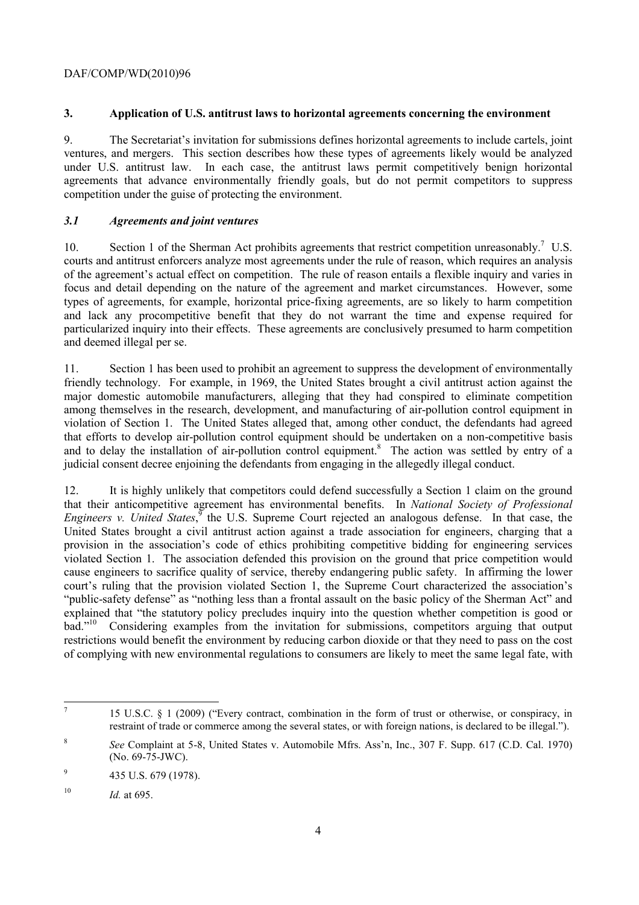## 3. Application of U.S. antitrust laws to horizontal agreements concerning the environment

9. The Secretariat's invitation for submissions defines horizontal agreements to include cartels, joint ventures, and mergers. This section describes how these types of agreements likely would be analyzed under U.S. antitrust law. In each case, the antitrust laws permit competitively benign horizontal agreements that advance environmentally friendly goals, but do not permit competitors to suppress competition under the guise of protecting the environment.

### *3.1 Agreements and joint ventures*

10. Section 1 of the Sherman Act prohibits agreements that restrict competition unreasonably.[7] U.S. courts and antitrust enforcers analyze most agreements under the rule of reason, which requires an analysis of the agreement's actual effect on competition. The rule of reason entails a flexible inquiry and varies in focus and detail depending on the nature of the agreement and market circumstances. However, some types of agreements, for example, horizontal price-fixing agreements, are so likely to harm competition and lack any procompetitive benefit that they do not warrant the time and expense required for particularized inquiry into their effects. These agreements are conclusively presumed to harm competition and deemed illegal per se.

11. Section 1 has been used to prohibit an agreement to suppress the development of environmentally friendly technology. For example, in 1969, the United States brought a civil antitrust action against the major domestic automobile manufacturers, alleging that they had conspired to eliminate competition among themselves in the research, development, and manufacturing of air-pollution control equipment in violation of Section 1. The United States alleged that, among other conduct, the defendants had agreed that efforts to develop air-pollution control equipment should be undertaken on a non-competitive basis and to delay the installation of air-pollution control equipment.[8] The action was settled by entry of a judicial consent decree enjoining the defendants from engaging in the allegedly illegal conduct.

12. It is highly unlikely that competitors could defend successfully a Section 1 claim on the ground that their anticompetitive agreement has environmental benefits. In *National Society of Professional Engineers v. United States*,[9] the U.S. Supreme Court rejected an analogous defense. In that case, the United States brought a civil antitrust action against a trade association for engineers, charging that a provision in the association's code of ethics prohibiting competitive bidding for engineering services violated Section 1. The association defended this provision on the ground that price competition would cause engineers to sacrifice quality of service, thereby endangering public safety. In affirming the lower court's ruling that the provision violated Section 1, the Supreme Court characterized the association's "public-safety defense" as "nothing less than a frontal assault on the basic policy of the Sherman Act" and explained that "the statutory policy precludes inquiry into the question whether competition is good or bad."[10] Considering examples from the invitation for submissions, competitors arguing that output restrictions would benefit the environment by reducing carbon dioxide or that they need to pass on the cost of complying with new environmental regulations to consumers are likely to meet the same legal fate, with

---

[7] 15 U.S.C. § 1 (2009) ("Every contract, combination in the form of trust or otherwise, or conspiracy, in restraint of trade or commerce among the several states, or with foreign nations, is declared to be illegal.").

[8] *See* Complaint at 5-8, United States v. Automobile Mfrs. Ass'n, Inc., 307 F. Supp. 617 (C.D. Cal. 1970) (No. 69-75-JWC).

[9] 435 U.S. 679 (1978).

[10] *Id.* at 695.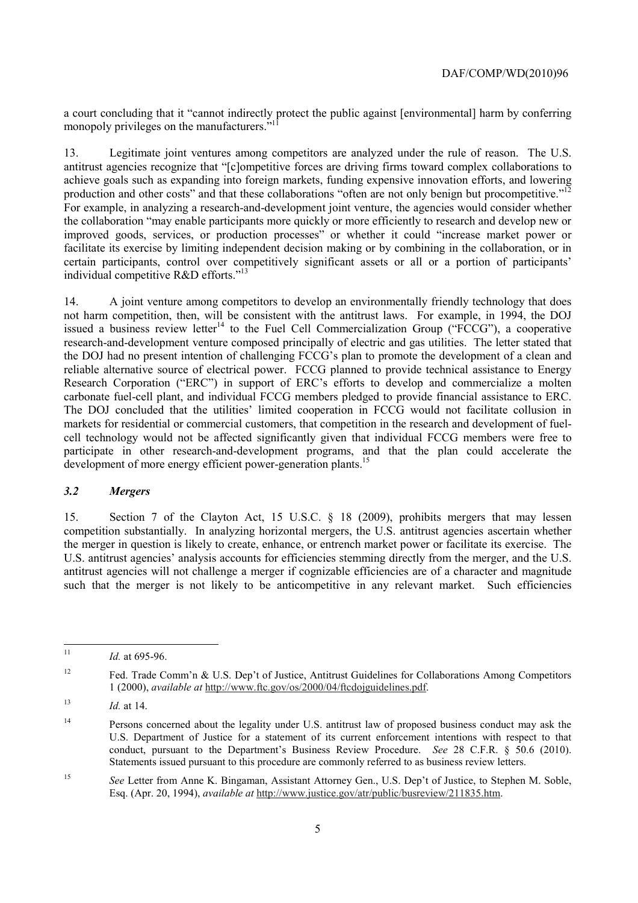a court concluding that it "cannot indirectly protect the public against [environmental] harm by conferring monopoly privileges on the manufacturers."[11]

13. Legitimate joint ventures among competitors are analyzed under the rule of reason. The U.S. antitrust agencies recognize that "[c]ompetitive forces are driving firms toward complex collaborations to achieve goals such as expanding into foreign markets, funding expensive innovation efforts, and lowering production and other costs" and that these collaborations "often are not only benign but procompetitive."[12] For example, in analyzing a research-and-development joint venture, the agencies would consider whether the collaboration "may enable participants more quickly or more efficiently to research and develop new or improved goods, services, or production processes" or whether it could "increase market power or facilitate its exercise by limiting independent decision making or by combining in the collaboration, or in certain participants, control over competitively significant assets or all or a portion of participants' individual competitive R&D efforts."[13]

14. A joint venture among competitors to develop an environmentally friendly technology that does not harm competition, then, will be consistent with the antitrust laws. For example, in 1994, the DOJ issued a business review letter[14] to the Fuel Cell Commercialization Group ("FCCG"), a cooperative research-and-development venture composed principally of electric and gas utilities. The letter stated that the DOJ had no present intention of challenging FCCG's plan to promote the development of a clean and reliable alternative source of electrical power. FCCG planned to provide technical assistance to Energy Research Corporation ("ERC") in support of ERC's efforts to develop and commercialize a molten carbonate fuel-cell plant, and individual FCCG members pledged to provide financial assistance to ERC. The DOJ concluded that the utilities' limited cooperation in FCCG would not facilitate collusion in markets for residential or commercial customers, that competition in the research and development of fuel-cell technology would not be affected significantly given that individual FCCG members were free to participate in other research-and-development programs, and that the plan could accelerate the development of more energy efficient power-generation plants.[15]

### *3.2 Mergers*

15. Section 7 of the Clayton Act, 15 U.S.C. § 18 (2009), prohibits mergers that may lessen competition substantially. In analyzing horizontal mergers, the U.S. antitrust agencies ascertain whether the merger in question is likely to create, enhance, or entrench market power or facilitate its exercise. The U.S. antitrust agencies' analysis accounts for efficiencies stemming directly from the merger, and the U.S. antitrust agencies will not challenge a merger if cognizable efficiencies are of a character and magnitude such that the merger is not likely to be anticompetitive in any relevant market. Such efficiencies

---

[11] *Id.* at 695-96.

[12] Fed. Trade Comm'n & U.S. Dep't of Justice, Antitrust Guidelines for Collaborations Among Competitors 1 (2000), *available at* http://www.ftc.gov/os/2000/04/ftcdojguidelines.pdf.

[13] *Id.* at 14.

[14] Persons concerned about the legality under U.S. antitrust law of proposed business conduct may ask the U.S. Department of Justice for a statement of its current enforcement intentions with respect to that conduct, pursuant to the Department's Business Review Procedure. *See* 28 C.F.R. § 50.6 (2010). Statements issued pursuant to this procedure are commonly referred to as business review letters.

[15] *See* Letter from Anne K. Bingaman, Assistant Attorney Gen., U.S. Dep't of Justice, to Stephen M. Soble, Esq. (Apr. 20, 1994), *available at* http://www.justice.gov/atr/public/busreview/211835.htm.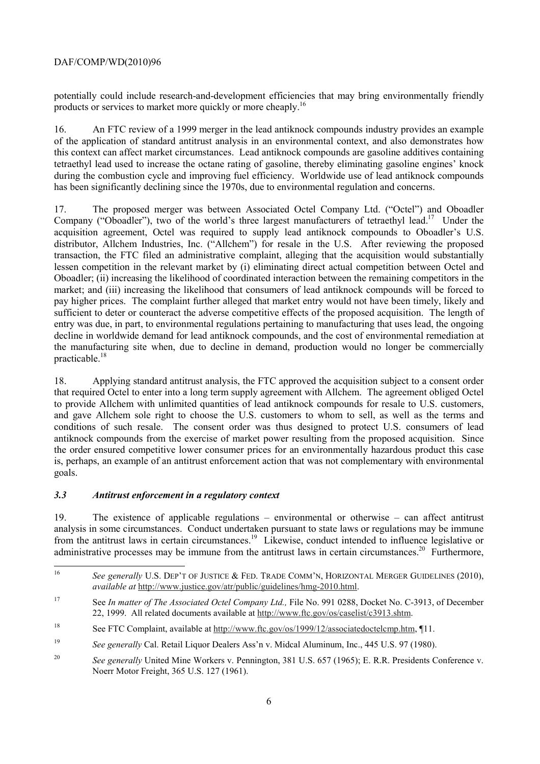potentially could include research-and-development efficiencies that may bring environmentally friendly products or services to market more quickly or more cheaply.[16]

16. An FTC review of a 1999 merger in the lead antiknock compounds industry provides an example of the application of standard antitrust analysis in an environmental context, and also demonstrates how this context can affect market circumstances. Lead antiknock compounds are gasoline additives containing tetraethyl lead used to increase the octane rating of gasoline, thereby eliminating gasoline engines' knock during the combustion cycle and improving fuel efficiency. Worldwide use of lead antiknock compounds has been significantly declining since the 1970s, due to environmental regulation and concerns.

17. The proposed merger was between Associated Octel Company Ltd. ("Octel") and Oboadler Company ("Oboadler"), two of the world's three largest manufacturers of tetraethyl lead.[17] Under the acquisition agreement, Octel was required to supply lead antiknock compounds to Oboadler's U.S. distributor, Allchem Industries, Inc. ("Allchem") for resale in the U.S. After reviewing the proposed transaction, the FTC filed an administrative complaint, alleging that the acquisition would substantially lessen competition in the relevant market by (i) eliminating direct actual competition between Octel and Oboadler; (ii) increasing the likelihood of coordinated interaction between the remaining competitors in the market; and (iii) increasing the likelihood that consumers of lead antiknock compounds will be forced to pay higher prices. The complaint further alleged that market entry would not have been timely, likely and sufficient to deter or counteract the adverse competitive effects of the proposed acquisition. The length of entry was due, in part, to environmental regulations pertaining to manufacturing that uses lead, the ongoing decline in worldwide demand for lead antiknock compounds, and the cost of environmental remediation at the manufacturing site when, due to decline in demand, production would no longer be commercially practicable.[18]

18. Applying standard antitrust analysis, the FTC approved the acquisition subject to a consent order that required Octel to enter into a long term supply agreement with Allchem. The agreement obliged Octel to provide Allchem with unlimited quantities of lead antiknock compounds for resale to U.S. customers, and gave Allchem sole right to choose the U.S. customers to whom to sell, as well as the terms and conditions of such resale. The consent order was thus designed to protect U.S. consumers of lead antiknock compounds from the exercise of market power resulting from the proposed acquisition. Since the order ensured competitive lower consumer prices for an environmentally hazardous product this case is, perhaps, an example of an antitrust enforcement action that was not complementary with environmental goals.

### *3.3 Antitrust enforcement in a regulatory context*

19. The existence of applicable regulations – environmental or otherwise – can affect antitrust analysis in some circumstances. Conduct undertaken pursuant to state laws or regulations may be immune from the antitrust laws in certain circumstances.[19] Likewise, conduct intended to influence legislative or administrative processes may be immune from the antitrust laws in certain circumstances.[20] Furthermore,

---

16 *See generally* U.S. DEP'T OF JUSTICE & FED. TRADE COMM'N, HORIZONTAL MERGER GUIDELINES (2010), *available at* http://www.justice.gov/atr/public/guidelines/hmg-2010.html.

17 See *In matter of The Associated Octel Company Ltd.,* File No. 991 0288, Docket No. C-3913, of December 22, 1999. All related documents available at http://www.ftc.gov/os/caselist/c3913.shtm.

18 See FTC Complaint, available at http://www.ftc.gov/os/1999/12/associatedoctelcmp.htm, ¶11.

19 *See generally* Cal. Retail Liquor Dealers Ass'n v. Midcal Aluminum, Inc., 445 U.S. 97 (1980).

20 *See generally* United Mine Workers v. Pennington, 381 U.S. 657 (1965); E. R.R. Presidents Conference v. Noerr Motor Freight, 365 U.S. 127 (1961).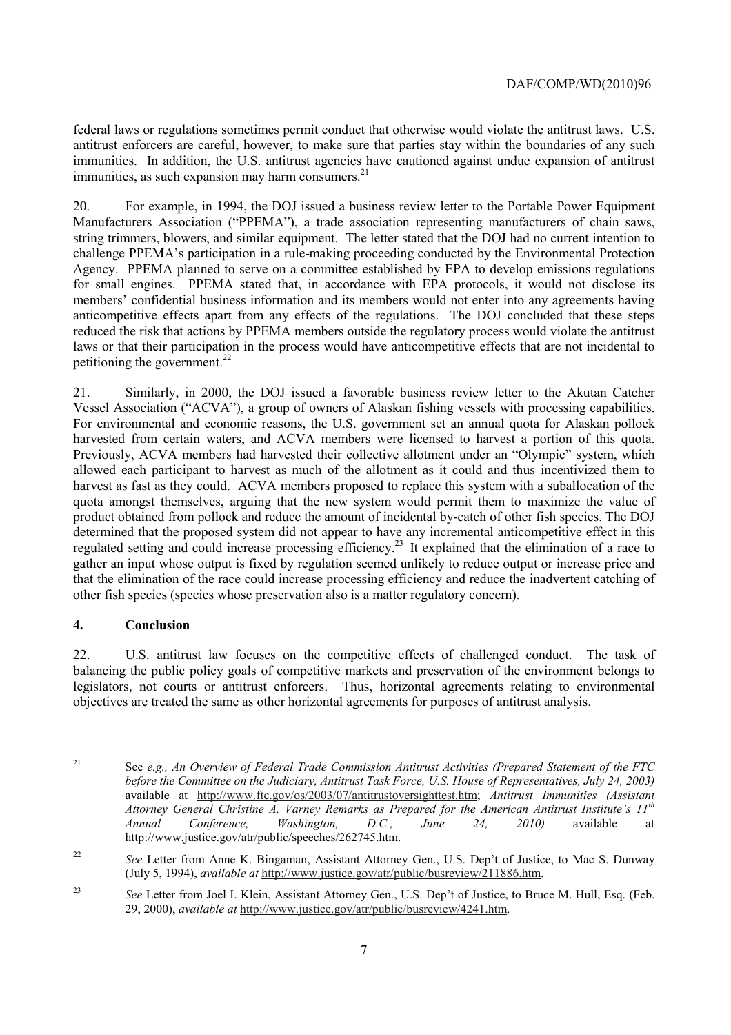federal laws or regulations sometimes permit conduct that otherwise would violate the antitrust laws. U.S. antitrust enforcers are careful, however, to make sure that parties stay within the boundaries of any such immunities. In addition, the U.S. antitrust agencies have cautioned against undue expansion of antitrust immunities, as such expansion may harm consumers.[21]

20. For example, in 1994, the DOJ issued a business review letter to the Portable Power Equipment Manufacturers Association ("PPEMA"), a trade association representing manufacturers of chain saws, string trimmers, blowers, and similar equipment. The letter stated that the DOJ had no current intention to challenge PPEMA's participation in a rule-making proceeding conducted by the Environmental Protection Agency. PPEMA planned to serve on a committee established by EPA to develop emissions regulations for small engines. PPEMA stated that, in accordance with EPA protocols, it would not disclose its members' confidential business information and its members would not enter into any agreements having anticompetitive effects apart from any effects of the regulations. The DOJ concluded that these steps reduced the risk that actions by PPEMA members outside the regulatory process would violate the antitrust laws or that their participation in the process would have anticompetitive effects that are not incidental to petitioning the government.[22]

21. Similarly, in 2000, the DOJ issued a favorable business review letter to the Akutan Catcher Vessel Association ("ACVA"), a group of owners of Alaskan fishing vessels with processing capabilities. For environmental and economic reasons, the U.S. government set an annual quota for Alaskan pollock harvested from certain waters, and ACVA members were licensed to harvest a portion of this quota. Previously, ACVA members had harvested their collective allotment under an "Olympic" system, which allowed each participant to harvest as much of the allotment as it could and thus incentivized them to harvest as fast as they could. ACVA members proposed to replace this system with a suballocation of the quota amongst themselves, arguing that the new system would permit them to maximize the value of product obtained from pollock and reduce the amount of incidental by-catch of other fish species. The DOJ determined that the proposed system did not appear to have any incremental anticompetitive effect in this regulated setting and could increase processing efficiency.[23] It explained that the elimination of a race to gather an input whose output is fixed by regulation seemed unlikely to reduce output or increase price and that the elimination of the race could increase processing efficiency and reduce the inadvertent catching of other fish species (species whose preservation also is a matter regulatory concern).

## 4. Conclusion

22. U.S. antitrust law focuses on the competitive effects of challenged conduct. The task of balancing the public policy goals of competitive markets and preservation of the environment belongs to legislators, not courts or antitrust enforcers. Thus, horizontal agreements relating to environmental objectives are treated the same as other horizontal agreements for purposes of antitrust analysis.

---

[21] See *e.g., An Overview of Federal Trade Commission Antitrust Activities (Prepared Statement of the FTC before the Committee on the Judiciary, Antitrust Task Force, U.S. House of Representatives, July 24, 2003)* available at http://www.ftc.gov/os/2003/07/antitrustoversighttest.htm; *Antitrust Immunities (Assistant Attorney General Christine A. Varney Remarks as Prepared for the American Antitrust Institute's 11th Annual Conference, Washington, D.C., June 24, 2010)* available at http://www.justice.gov/atr/public/speeches/262745.htm.

[22] *See* Letter from Anne K. Bingaman, Assistant Attorney Gen., U.S. Dep't of Justice, to Mac S. Dunway (July 5, 1994), *available at* http://www.justice.gov/atr/public/busreview/211886.htm.

[23] *See* Letter from Joel I. Klein, Assistant Attorney Gen., U.S. Dep't of Justice, to Bruce M. Hull, Esq. (Feb. 29, 2000), *available at* http://www.justice.gov/atr/public/busreview/4241.htm.